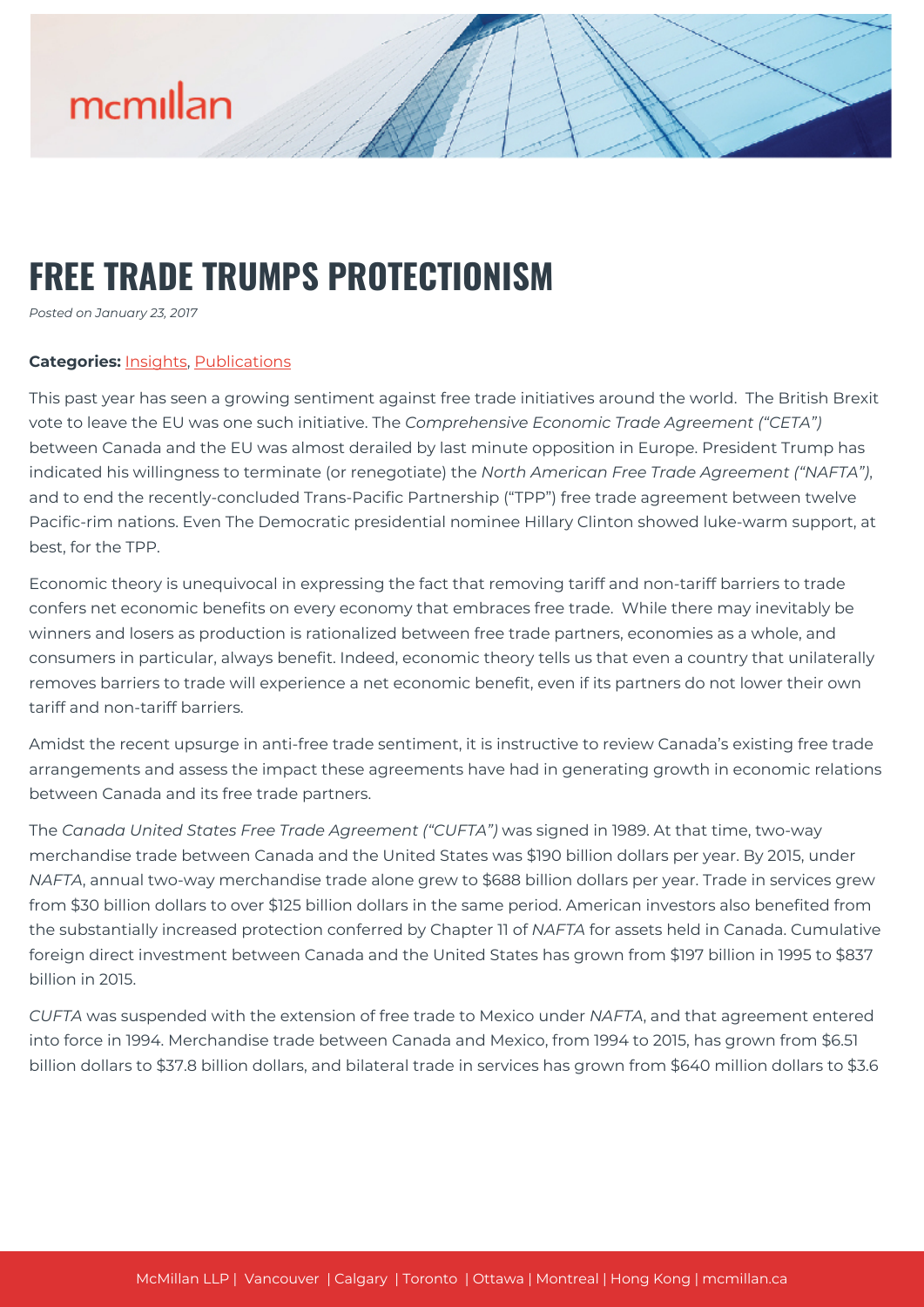# FREE TRADE TRUMPS PROTECTIONISM

*Posted on January 23, 2017*

**Categories:** Insights, Publications

This past year has seen a growing sentiment against free trade initiatives around the world. The British Brexit vote to leave the EU was one such initiative. The *Comprehensive Economic Trade Agreement ("CETA")* between Canada and the EU was almost derailed by last minute opposition in Europe. President Trump has indicated his willingness to terminate (or renegotiate) the *North American Free Trade Agreement ("NAFTA")*, and to end the recently-concluded Trans-Pacific Partnership ("TPP") free trade agreement between twelve Pacific-rim nations. Even The Democratic presidential nominee Hillary Clinton showed luke-warm support, at best, for the TPP.

Economic theory is unequivocal in expressing the fact that removing tariff and non-tariff barriers to trade confers net economic benefits on every economy that embraces free trade. While there may inevitably be winners and losers as production is rationalized between free trade partners, economies as a whole, and consumers in particular, always benefit. Indeed, economic theory tells us that even a country that unilaterally removes barriers to trade will experience a net economic benefit, even if its partners do not lower their own tariff and non-tariff barriers.

Amidst the recent upsurge in anti-free trade sentiment, it is instructive to review Canada's existing free trade arrangements and assess the impact these agreements have had in generating growth in economic relations between Canada and its free trade partners.

The *Canada United States Free Trade Agreement ("CUFTA")* was signed in 1989. At that time, two-way merchandise trade between Canada and the United States was $190 billion dollars per year. By 2015, under *NAFTA*, annual two-way merchandise trade alone grew to $688 billion dollars per year. Trade in services grew from $30 billion dollars to over $125 billion dollars in the same period. American investors also benefited from the substantially increased protection conferred by Chapter 11 of *NAFTA* for assets held in Canada. Cumulative foreign direct investment between Canada and the United States has grown from $197 billion in 1995 to $837 billion in 2015.

*CUFTA* was suspended with the extension of free trade to Mexico under *NAFTA*, and that agreement entered into force in 1994. Merchandise trade between Canada and Mexico, from 1994 to 2015, has grown from $6.51 billion dollars to $37.8 billion dollars, and bilateral trade in services has grown from $640 million dollars to $3.6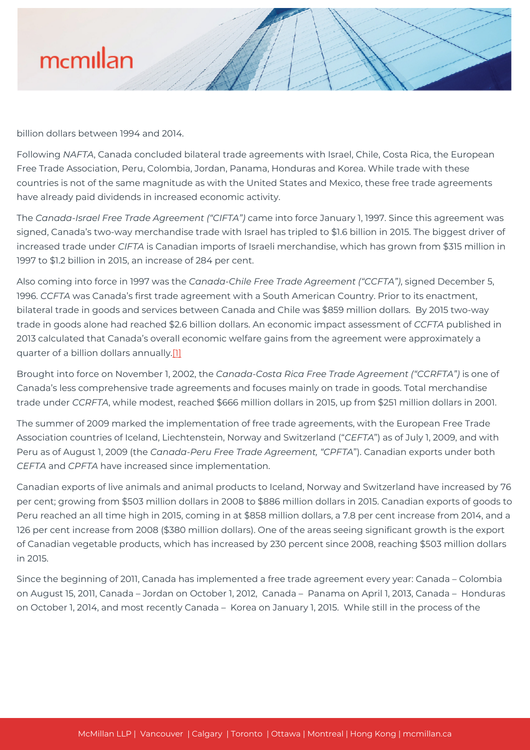billion dollars between 1994 and 2014.

Following *NAFTA*, Canada concluded bilateral trade agreements with Israel, Chile, Costa Rica, the European Free Trade Association, Peru, Colombia, Jordan, Panama, Honduras and Korea. While trade with these countries is not of the same magnitude as with the United States and Mexico, these free trade agreements have already paid dividends in increased economic activity.

The *Canada-Israel Free Trade Agreement ("CIFTA")* came into force January 1, 1997. Since this agreement was signed, Canada's two-way merchandise trade with Israel has tripled to $1.6 billion in 2015. The biggest driver of increased trade under *CIFTA* is Canadian imports of Israeli merchandise, which has grown from $315 million in 1997 to $1.2 billion in 2015, an increase of 284 per cent.

Also coming into force in 1997 was the *Canada-Chile Free Trade Agreement ("CCFTA")*, signed December 5, 1996. *CCFTA* was Canada's first trade agreement with a South American Country. Prior to its enactment, bilateral trade in goods and services between Canada and Chile was $859 million dollars. By 2015 two-way trade in goods alone had reached $2.6 billion dollars. An economic impact assessment of *CCFTA* published in 2013 calculated that Canada's overall economic welfare gains from the agreement were approximately a quarter of a billion dollars annually.[1]

Brought into force on November 1, 2002, the *Canada-Costa Rica Free Trade Agreement ("CCRFTA")* is one of Canada's less comprehensive trade agreements and focuses mainly on trade in goods. Total merchandise trade under *CCRFTA*, while modest, reached $666 million dollars in 2015, up from $251 million dollars in 2001.

The summer of 2009 marked the implementation of free trade agreements, with the European Free Trade Association countries of Iceland, Liechtenstein, Norway and Switzerland ("*CEFTA*") as of July 1, 2009, and with Peru as of August 1, 2009 (the *Canada-Peru Free Trade Agreement, "CPFTA*"). Canadian exports under both *CEFTA* and *CPFTA* have increased since implementation.

Canadian exports of live animals and animal products to Iceland, Norway and Switzerland have increased by 76 per cent; growing from $503 million dollars in 2008 to $886 million dollars in 2015. Canadian exports of goods to Peru reached an all time high in 2015, coming in at $858 million dollars, a 7.8 per cent increase from 2014, and a 126 per cent increase from 2008 ($380 million dollars). One of the areas seeing significant growth is the export of Canadian vegetable products, which has increased by 230 percent since 2008, reaching $503 million dollars in 2015.

Since the beginning of 2011, Canada has implemented a free trade agreement every year: Canada – Colombia on August 15, 2011, Canada – Jordan on October 1, 2012, Canada – Panama on April 1, 2013, Canada – Honduras on October 1, 2014, and most recently Canada – Korea on January 1, 2015. While still in the process of the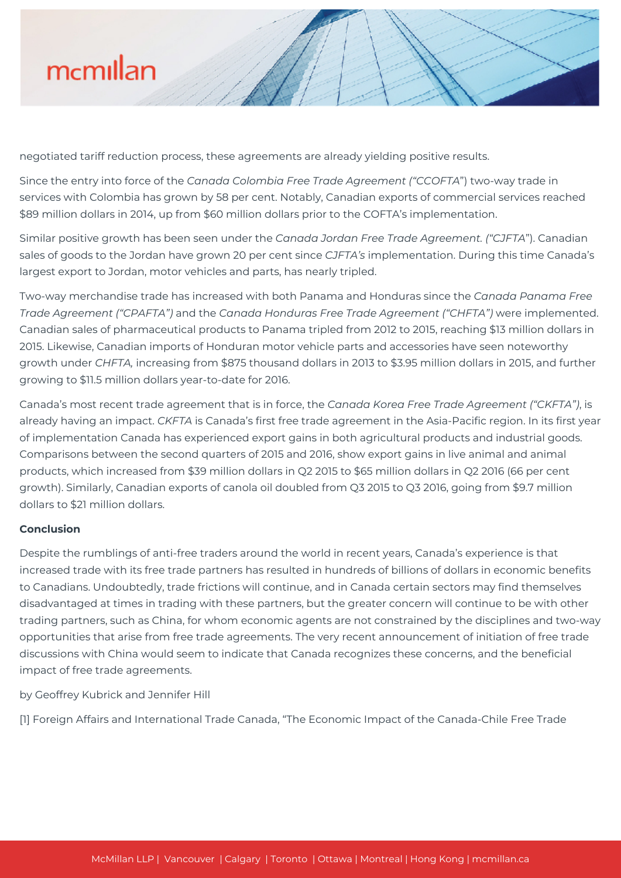negotiated tariff reduction process, these agreements are already yielding positive results.

Since the entry into force of the *Canada Colombia Free Trade Agreement ("CCOFTA*") two-way trade in services with Colombia has grown by 58 per cent. Notably, Canadian exports of commercial services reached $89 million dollars in 2014, up from $60 million dollars prior to the COFTA's implementation.

Similar positive growth has been seen under the *Canada Jordan Free Trade Agreement. ("CJFTA*"). Canadian sales of goods to the Jordan have grown 20 per cent since *CJFTA's* implementation. During this time Canada's largest export to Jordan, motor vehicles and parts, has nearly tripled.

Two-way merchandise trade has increased with both Panama and Honduras since the *Canada Panama Free Trade Agreement ("CPAFTA")* and the *Canada Honduras Free Trade Agreement ("CHFTA")* were implemented. Canadian sales of pharmaceutical products to Panama tripled from 2012 to 2015, reaching $13 million dollars in 2015. Likewise, Canadian imports of Honduran motor vehicle parts and accessories have seen noteworthy growth under *CHFTA,* increasing from $875 thousand dollars in 2013 to $3.95 million dollars in 2015, and further growing to $11.5 million dollars year-to-date for 2016.

Canada's most recent trade agreement that is in force, the *Canada Korea Free Trade Agreement ("CKFTA")*, is already having an impact. *CKFTA* is Canada's first free trade agreement in the Asia-Pacific region. In its first year of implementation Canada has experienced export gains in both agricultural products and industrial goods. Comparisons between the second quarters of 2015 and 2016, show export gains in live animal and animal products, which increased from $39 million dollars in Q2 2015 to $65 million dollars in Q2 2016 (66 per cent growth). Similarly, Canadian exports of canola oil doubled from Q3 2015 to Q3 2016, going from $9.7 million dollars to $21 million dollars.

**Conclusion**

Despite the rumblings of anti-free traders around the world in recent years, Canada's experience is that increased trade with its free trade partners has resulted in hundreds of billions of dollars in economic benefits to Canadians. Undoubtedly, trade frictions will continue, and in Canada certain sectors may find themselves disadvantaged at times in trading with these partners, but the greater concern will continue to be with other trading partners, such as China, for whom economic agents are not constrained by the disciplines and two-way opportunities that arise from free trade agreements. The very recent announcement of initiation of free trade discussions with China would seem to indicate that Canada recognizes these concerns, and the beneficial impact of free trade agreements.

by Geoffrey Kubrick and Jennifer Hill

[1] Foreign Affairs and International Trade Canada, "The Economic Impact of the Canada-Chile Free Trade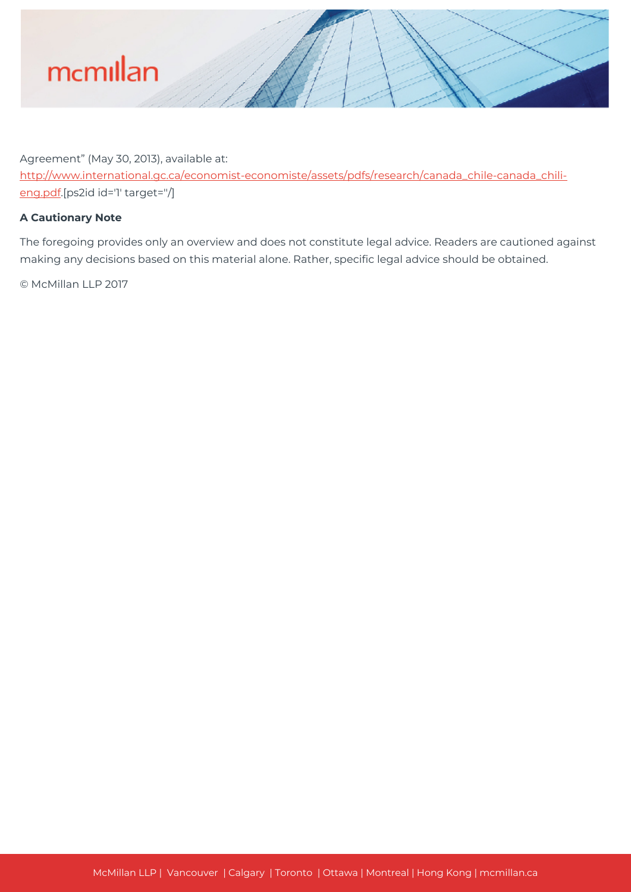Agreement" (May 30, 2013), available at: http://www.international.gc.ca/economist-economiste/assets/pdfs/research/canada_chile-canada_chili-eng.pdf.[ps2id id='1' target=''/]

**A Cautionary Note**

The foregoing provides only an overview and does not constitute legal advice. Readers are cautioned against making any decisions based on this material alone. Rather, specific legal advice should be obtained.

© McMillan LLP 2017